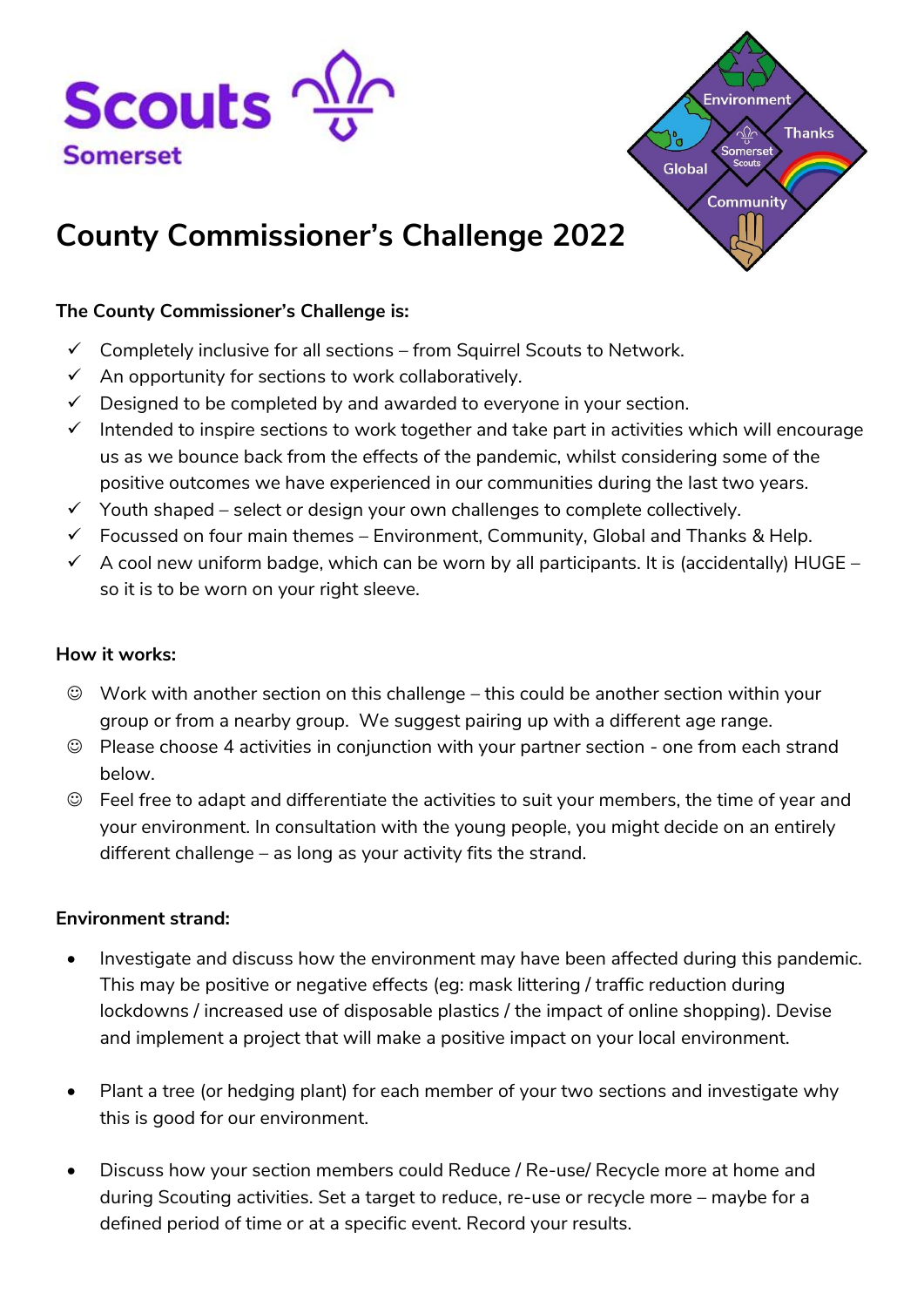Scouts Somerset

# County Commissioner's Challenge 2022

Environment
Thanks
Somerset Scouts
Global
Community

**The County Commissioner's Challenge is:**

- ✓ Completely inclusive for all sections – from Squirrel Scouts to Network.
- ✓ An opportunity for sections to work collaboratively.
- ✓ Designed to be completed by and awarded to everyone in your section.
- ✓ Intended to inspire sections to work together and take part in activities which will encourage us as we bounce back from the effects of the pandemic, whilst considering some of the positive outcomes we have experienced in our communities during the last two years.
- ✓ Youth shaped – select or design your own challenges to complete collectively.
- ✓ Focussed on four main themes – Environment, Community, Global and Thanks & Help.
- ✓ A cool new uniform badge, which can be worn by all participants. It is (accidentally) HUGE – so it is to be worn on your right sleeve.

**How it works:**

- ☺ Work with another section on this challenge – this could be another section within your group or from a nearby group. We suggest pairing up with a different age range.
- ☺ Please choose 4 activities in conjunction with your partner section - one from each strand below.
- ☺ Feel free to adapt and differentiate the activities to suit your members, the time of year and your environment. In consultation with the young people, you might decide on an entirely different challenge – as long as your activity fits the strand.

**Environment strand:**

- Investigate and discuss how the environment may have been affected during this pandemic. This may be positive or negative effects (eg: mask littering / traffic reduction during lockdowns / increased use of disposable plastics / the impact of online shopping). Devise and implement a project that will make a positive impact on your local environment.

- Plant a tree (or hedging plant) for each member of your two sections and investigate why this is good for our environment.

- Discuss how your section members could Reduce / Re-use/ Recycle more at home and during Scouting activities. Set a target to reduce, re-use or recycle more – maybe for a defined period of time or at a specific event. Record your results.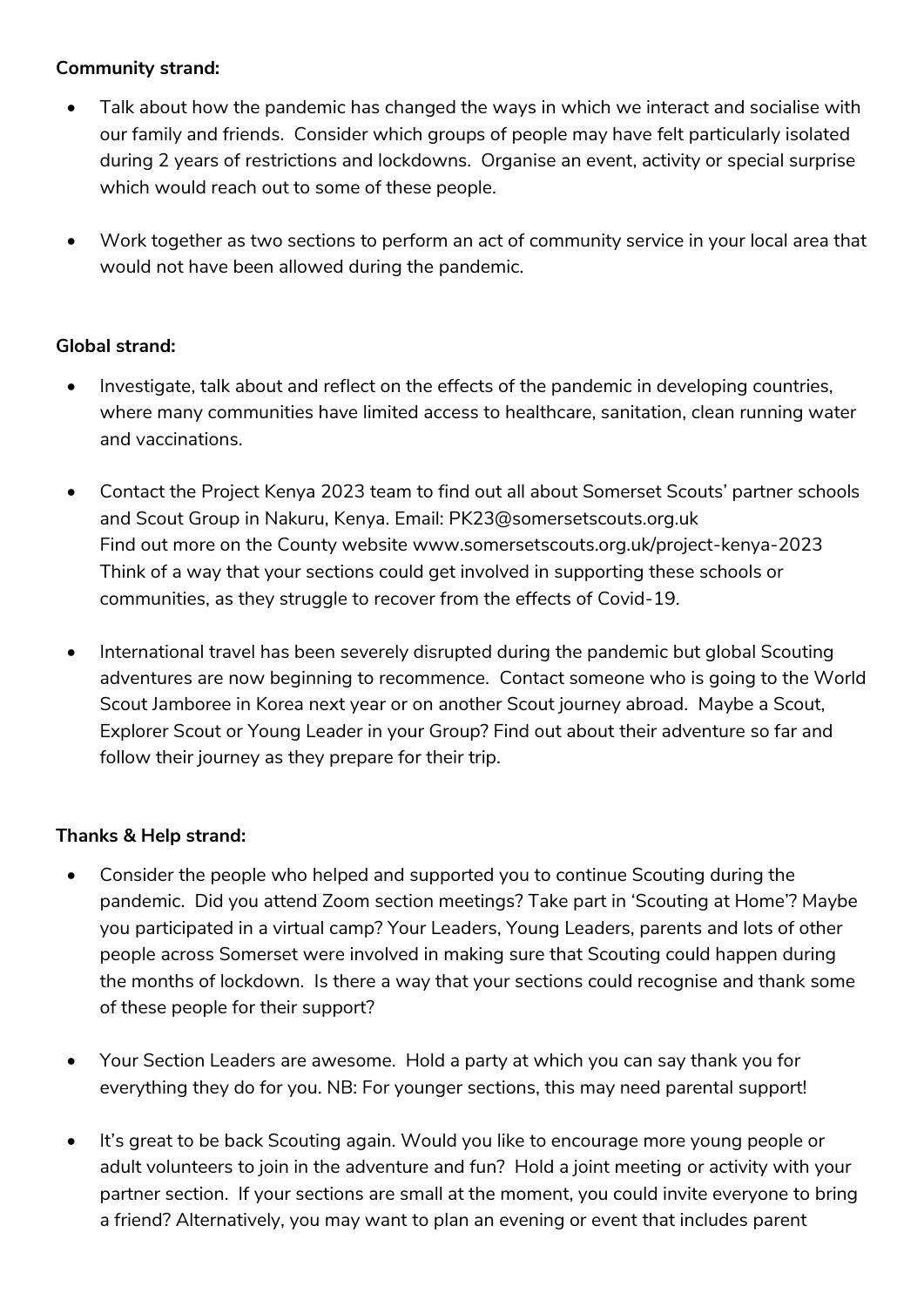**Community strand:**

- Talk about how the pandemic has changed the ways in which we interact and socialise with our family and friends. Consider which groups of people may have felt particularly isolated during 2 years of restrictions and lockdowns. Organise an event, activity or special surprise which would reach out to some of these people.

- Work together as two sections to perform an act of community service in your local area that would not have been allowed during the pandemic.

**Global strand:**

- Investigate, talk about and reflect on the effects of the pandemic in developing countries, where many communities have limited access to healthcare, sanitation, clean running water and vaccinations.

- Contact the Project Kenya 2023 team to find out all about Somerset Scouts' partner schools and Scout Group in Nakuru, Kenya. Email: PK23@somersetscouts.org.uk
  Find out more on the County website www.somersetscouts.org.uk/project-kenya-2023
  Think of a way that your sections could get involved in supporting these schools or communities, as they struggle to recover from the effects of Covid-19.

- International travel has been severely disrupted during the pandemic but global Scouting adventures are now beginning to recommence. Contact someone who is going to the World Scout Jamboree in Korea next year or on another Scout journey abroad. Maybe a Scout, Explorer Scout or Young Leader in your Group? Find out about their adventure so far and follow their journey as they prepare for their trip.

**Thanks & Help strand:**

- Consider the people who helped and supported you to continue Scouting during the pandemic. Did you attend Zoom section meetings? Take part in 'Scouting at Home'? Maybe you participated in a virtual camp? Your Leaders, Young Leaders, parents and lots of other people across Somerset were involved in making sure that Scouting could happen during the months of lockdown. Is there a way that your sections could recognise and thank some of these people for their support?

- Your Section Leaders are awesome. Hold a party at which you can say thank you for everything they do for you. NB: For younger sections, this may need parental support!

- It's great to be back Scouting again. Would you like to encourage more young people or adult volunteers to join in the adventure and fun? Hold a joint meeting or activity with your partner section. If your sections are small at the moment, you could invite everyone to bring a friend? Alternatively, you may want to plan an evening or event that includes parent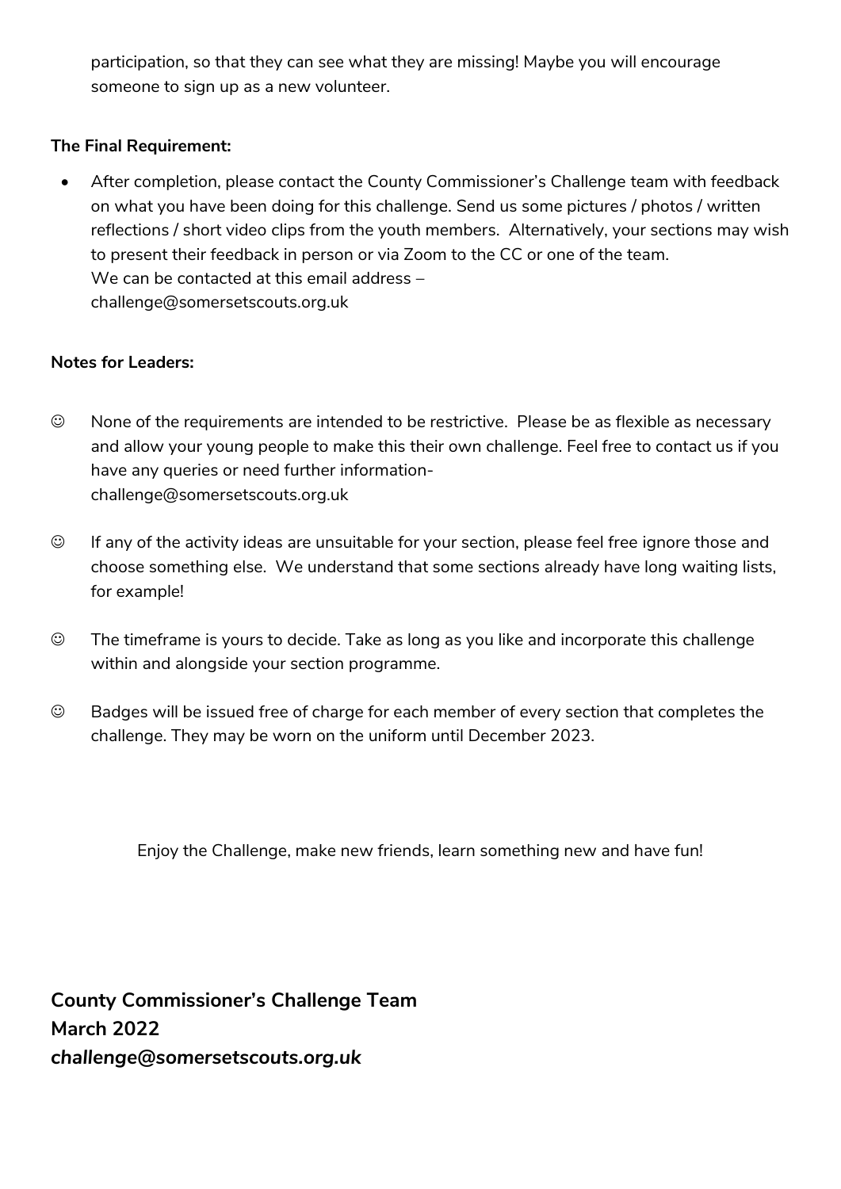participation, so that they can see what they are missing! Maybe you will encourage someone to sign up as a new volunteer.

**The Final Requirement:**

- After completion, please contact the County Commissioner's Challenge team with feedback on what you have been doing for this challenge. Send us some pictures / photos / written reflections / short video clips from the youth members. Alternatively, your sections may wish to present their feedback in person or via Zoom to the CC or one of the team.
  We can be contacted at this email address –
  challenge@somersetscouts.org.uk

**Notes for Leaders:**

☺ None of the requirements are intended to be restrictive. Please be as flexible as necessary and allow your young people to make this their own challenge. Feel free to contact us if you have any queries or need further information- challenge@somersetscouts.org.uk

☺ If any of the activity ideas are unsuitable for your section, please feel free ignore those and choose something else. We understand that some sections already have long waiting lists, for example!

☺ The timeframe is yours to decide. Take as long as you like and incorporate this challenge within and alongside your section programme.

☺ Badges will be issued free of charge for each member of every section that completes the challenge. They may be worn on the uniform until December 2023.

Enjoy the Challenge, make new friends, learn something new and have fun!

**County Commissioner's Challenge Team**
**March 2022**
***challenge@somersetscouts.org.uk***